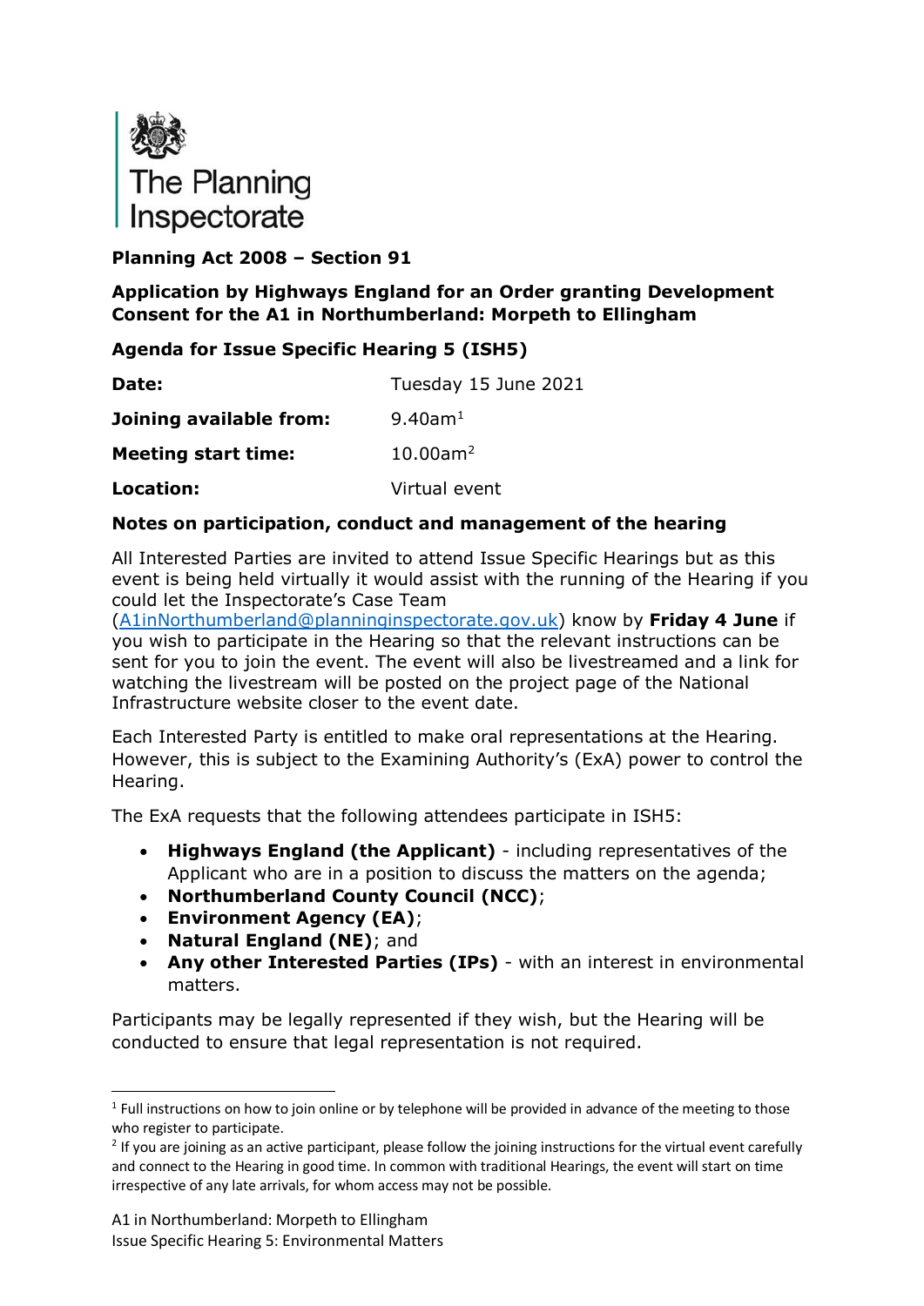The Planning Inspectorate

**Planning Act 2008 – Section 91**

**Application by Highways England for an Order granting Development Consent for the A1 in Northumberland: Morpeth to Ellingham**

**Agenda for Issue Specific Hearing 5 (ISH5)**

| | |
|---|---|
| **Date:** | Tuesday 15 June 2021 |
| **Joining available from:** | 9.40am[1] |
| **Meeting start time:** | 10.00am[2] |
| **Location:** | Virtual event |

**Notes on participation, conduct and management of the hearing**

All Interested Parties are invited to attend Issue Specific Hearings but as this event is being held virtually it would assist with the running of the Hearing if you could let the Inspectorate's Case Team (A1inNorthumberland@planninginspectorate.gov.uk) know by **Friday 4 June** if you wish to participate in the Hearing so that the relevant instructions can be sent for you to join the event. The event will also be livestreamed and a link for watching the livestream will be posted on the project page of the National Infrastructure website closer to the event date.

Each Interested Party is entitled to make oral representations at the Hearing. However, this is subject to the Examining Authority's (ExA) power to control the Hearing.

The ExA requests that the following attendees participate in ISH5:

- **Highways England (the Applicant)** - including representatives of the Applicant who are in a position to discuss the matters on the agenda;
- **Northumberland County Council (NCC)**;
- **Environment Agency (EA)**;
- **Natural England (NE)**; and
- **Any other Interested Parties (IPs)** - with an interest in environmental matters.

Participants may be legally represented if they wish, but the Hearing will be conducted to ensure that legal representation is not required.

[1] Full instructions on how to join online or by telephone will be provided in advance of the meeting to those who register to participate.

[2] If you are joining as an active participant, please follow the joining instructions for the virtual event carefully and connect to the Hearing in good time. In common with traditional Hearings, the event will start on time irrespective of any late arrivals, for whom access may not be possible.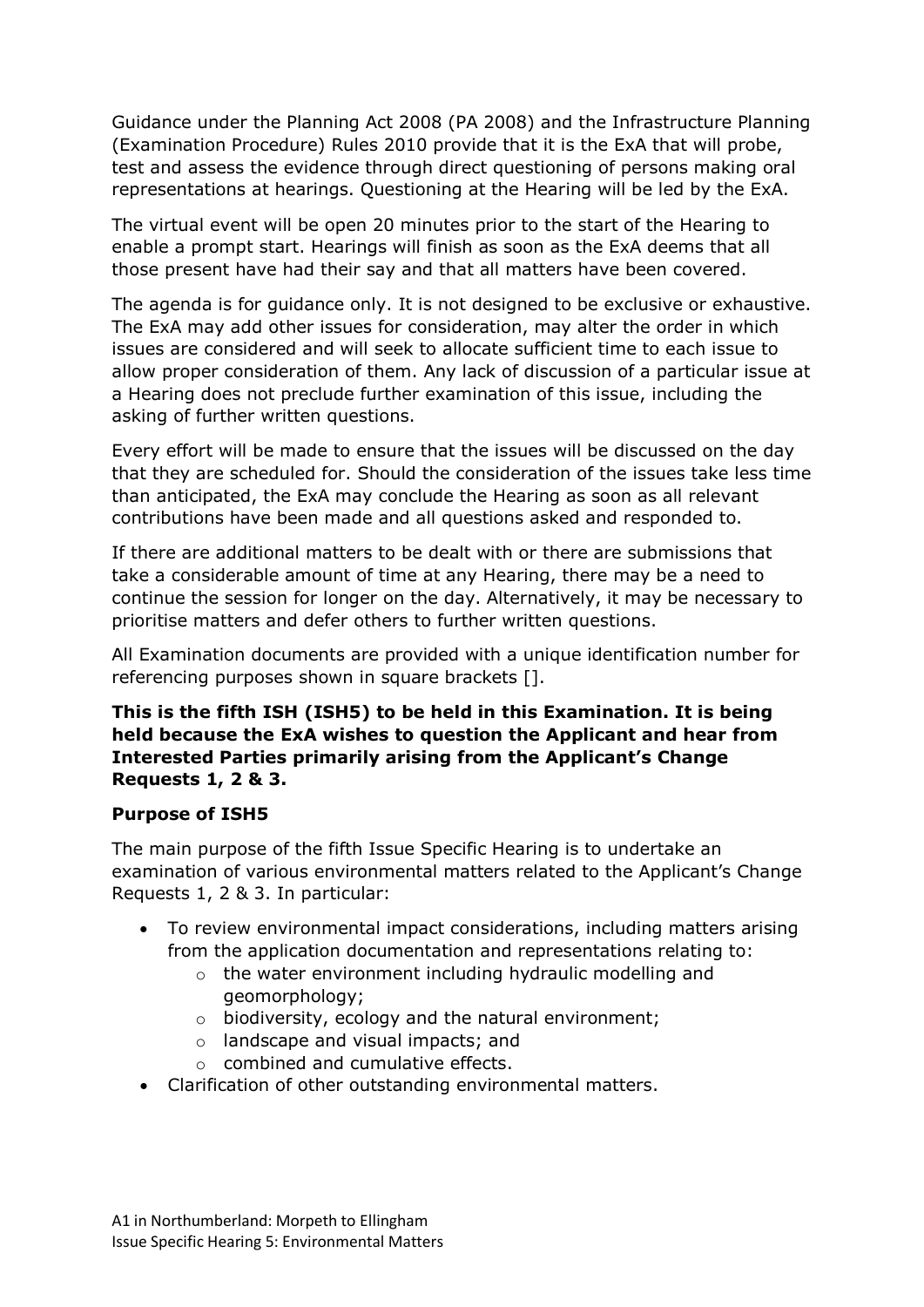Guidance under the Planning Act 2008 (PA 2008) and the Infrastructure Planning (Examination Procedure) Rules 2010 provide that it is the ExA that will probe, test and assess the evidence through direct questioning of persons making oral representations at hearings. Questioning at the Hearing will be led by the ExA.

The virtual event will be open 20 minutes prior to the start of the Hearing to enable a prompt start. Hearings will finish as soon as the ExA deems that all those present have had their say and that all matters have been covered.

The agenda is for guidance only. It is not designed to be exclusive or exhaustive. The ExA may add other issues for consideration, may alter the order in which issues are considered and will seek to allocate sufficient time to each issue to allow proper consideration of them. Any lack of discussion of a particular issue at a Hearing does not preclude further examination of this issue, including the asking of further written questions.

Every effort will be made to ensure that the issues will be discussed on the day that they are scheduled for. Should the consideration of the issues take less time than anticipated, the ExA may conclude the Hearing as soon as all relevant contributions have been made and all questions asked and responded to.

If there are additional matters to be dealt with or there are submissions that take a considerable amount of time at any Hearing, there may be a need to continue the session for longer on the day. Alternatively, it may be necessary to prioritise matters and defer others to further written questions.

All Examination documents are provided with a unique identification number for referencing purposes shown in square brackets [].

**This is the fifth ISH (ISH5) to be held in this Examination. It is being held because the ExA wishes to question the Applicant and hear from Interested Parties primarily arising from the Applicant's Change Requests 1, 2 & 3.**

**Purpose of ISH5**

The main purpose of the fifth Issue Specific Hearing is to undertake an examination of various environmental matters related to the Applicant's Change Requests 1, 2 & 3. In particular:

- To review environmental impact considerations, including matters arising from the application documentation and representations relating to:
  - the water environment including hydraulic modelling and geomorphology;
  - biodiversity, ecology and the natural environment;
  - landscape and visual impacts; and
  - combined and cumulative effects.
- Clarification of other outstanding environmental matters.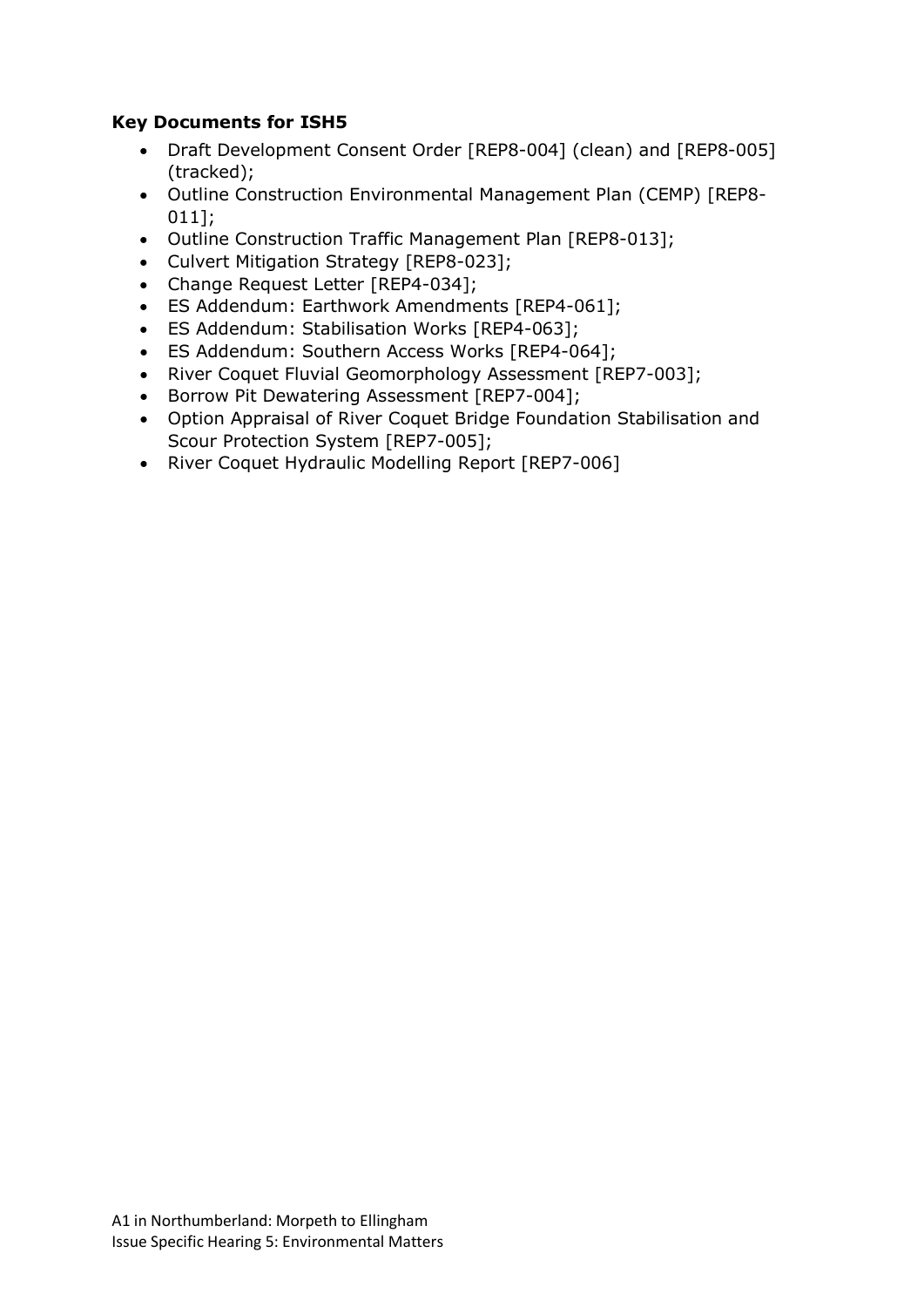**Key Documents for ISH5**

- Draft Development Consent Order [REP8-004] (clean) and [REP8-005] (tracked);
- Outline Construction Environmental Management Plan (CEMP) [REP8-011];
- Outline Construction Traffic Management Plan [REP8-013];
- Culvert Mitigation Strategy [REP8-023];
- Change Request Letter [REP4-034];
- ES Addendum: Earthwork Amendments [REP4-061];
- ES Addendum: Stabilisation Works [REP4-063];
- ES Addendum: Southern Access Works [REP4-064];
- River Coquet Fluvial Geomorphology Assessment [REP7-003];
- Borrow Pit Dewatering Assessment [REP7-004];
- Option Appraisal of River Coquet Bridge Foundation Stabilisation and Scour Protection System [REP7-005];
- River Coquet Hydraulic Modelling Report [REP7-006]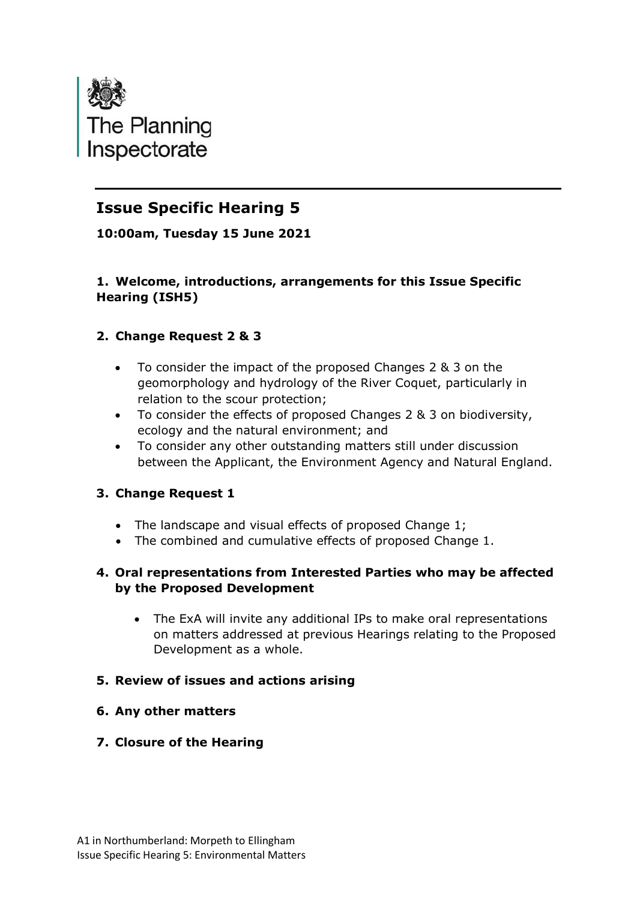The Planning Inspectorate

## Issue Specific Hearing 5

**10:00am, Tuesday 15 June 2021**

### 1. Welcome, introductions, arrangements for this Issue Specific Hearing (ISH5)

### 2. Change Request 2 & 3

- To consider the impact of the proposed Changes 2 & 3 on the geomorphology and hydrology of the River Coquet, particularly in relation to the scour protection;
- To consider the effects of proposed Changes 2 & 3 on biodiversity, ecology and the natural environment; and
- To consider any other outstanding matters still under discussion between the Applicant, the Environment Agency and Natural England.

### 3. Change Request 1

- The landscape and visual effects of proposed Change 1;
- The combined and cumulative effects of proposed Change 1.

### 4. Oral representations from Interested Parties who may be affected by the Proposed Development

- The ExA will invite any additional IPs to make oral representations on matters addressed at previous Hearings relating to the Proposed Development as a whole.

### 5. Review of issues and actions arising

### 6. Any other matters

### 7. Closure of the Hearing